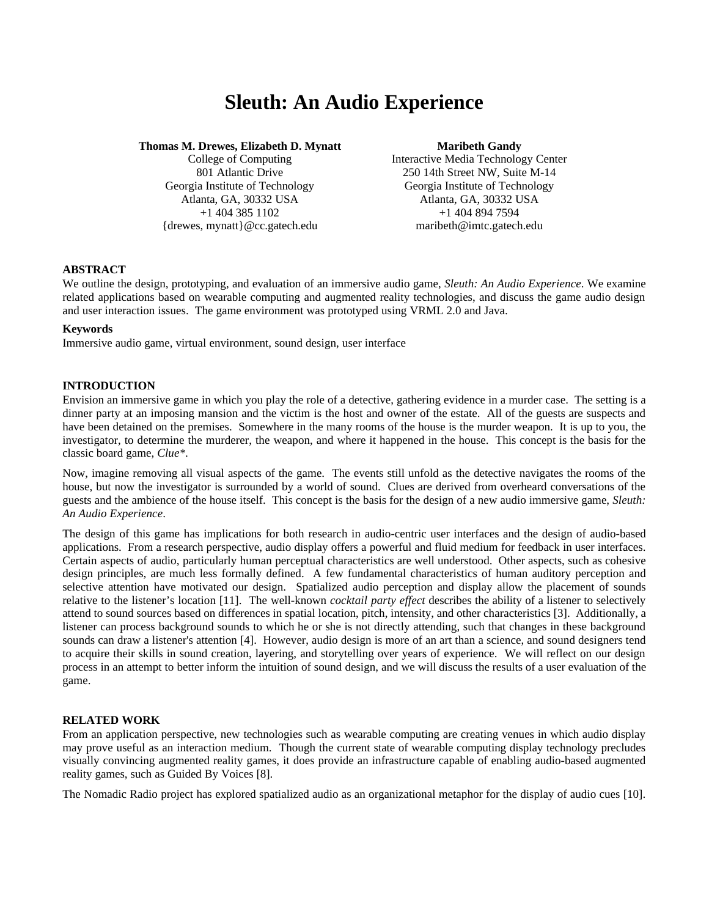# Sleuth: An Audio Experience

**Thomas M. Drewes, Elizabeth D. Mynatt**
College of Computing
801 Atlantic Drive
Georgia Institute of Technology
Atlanta, GA, 30332 USA
+1 404 385 1102
{drewes, mynatt}@cc.gatech.edu

**Maribeth Gandy**
Interactive Media Technology Center
250 14th Street NW, Suite M-14
Georgia Institute of Technology
Atlanta, GA, 30332 USA
+1 404 894 7594
maribeth@imtc.gatech.edu

## ABSTRACT

We outline the design, prototyping, and evaluation of an immersive audio game, *Sleuth: An Audio Experience*. We examine related applications based on wearable computing and augmented reality technologies, and discuss the game audio design and user interaction issues. The game environment was prototyped using VRML 2.0 and Java.

### Keywords

Immersive audio game, virtual environment, sound design, user interface

## INTRODUCTION

Envision an immersive game in which you play the role of a detective, gathering evidence in a murder case. The setting is a dinner party at an imposing mansion and the victim is the host and owner of the estate. All of the guests are suspects and have been detained on the premises. Somewhere in the many rooms of the house is the murder weapon. It is up to you, the investigator, to determine the murderer, the weapon, and where it happened in the house. This concept is the basis for the classic board game, *Clue\**.

Now, imagine removing all visual aspects of the game. The events still unfold as the detective navigates the rooms of the house, but now the investigator is surrounded by a world of sound. Clues are derived from overheard conversations of the guests and the ambience of the house itself. This concept is the basis for the design of a new audio immersive game, *Sleuth: An Audio Experience*.

The design of this game has implications for both research in audio-centric user interfaces and the design of audio-based applications. From a research perspective, audio display offers a powerful and fluid medium for feedback in user interfaces. Certain aspects of audio, particularly human perceptual characteristics are well understood. Other aspects, such as cohesive design principles, are much less formally defined. A few fundamental characteristics of human auditory perception and selective attention have motivated our design. Spatialized audio perception and display allow the placement of sounds relative to the listener's location [11]. The well-known *cocktail party effect* describes the ability of a listener to selectively attend to sound sources based on differences in spatial location, pitch, intensity, and other characteristics [3]. Additionally, a listener can process background sounds to which he or she is not directly attending, such that changes in these background sounds can draw a listener's attention [4]. However, audio design is more of an art than a science, and sound designers tend to acquire their skills in sound creation, layering, and storytelling over years of experience. We will reflect on our design process in an attempt to better inform the intuition of sound design, and we will discuss the results of a user evaluation of the game.

## RELATED WORK

From an application perspective, new technologies such as wearable computing are creating venues in which audio display may prove useful as an interaction medium. Though the current state of wearable computing display technology precludes visually convincing augmented reality games, it does provide an infrastructure capable of enabling audio-based augmented reality games, such as Guided By Voices [8].

The Nomadic Radio project has explored spatialized audio as an organizational metaphor for the display of audio cues [10].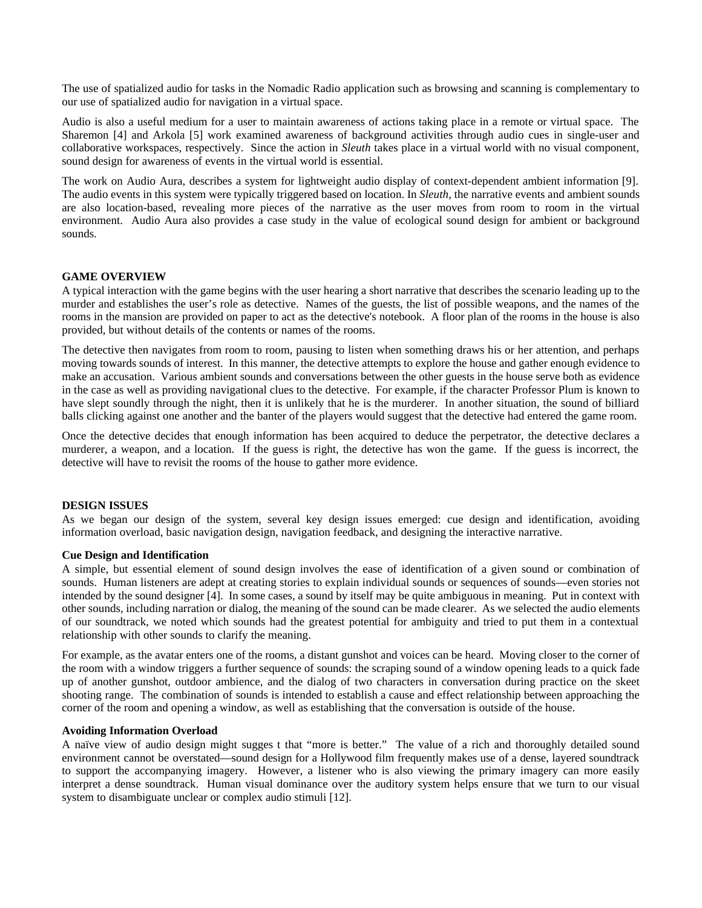The use of spatialized audio for tasks in the Nomadic Radio application such as browsing and scanning is complementary to our use of spatialized audio for navigation in a virtual space.

Audio is also a useful medium for a user to maintain awareness of actions taking place in a remote or virtual space. The Sharemon [4] and Arkola [5] work examined awareness of background activities through audio cues in single-user and collaborative workspaces, respectively. Since the action in *Sleuth* takes place in a virtual world with no visual component, sound design for awareness of events in the virtual world is essential.

The work on Audio Aura, describes a system for lightweight audio display of context-dependent ambient information [9]. The audio events in this system were typically triggered based on location. In *Sleuth*, the narrative events and ambient sounds are also location-based, revealing more pieces of the narrative as the user moves from room to room in the virtual environment. Audio Aura also provides a case study in the value of ecological sound design for ambient or background sounds.

## GAME OVERVIEW

A typical interaction with the game begins with the user hearing a short narrative that describes the scenario leading up to the murder and establishes the user's role as detective. Names of the guests, the list of possible weapons, and the names of the rooms in the mansion are provided on paper to act as the detective's notebook. A floor plan of the rooms in the house is also provided, but without details of the contents or names of the rooms.

The detective then navigates from room to room, pausing to listen when something draws his or her attention, and perhaps moving towards sounds of interest. In this manner, the detective attempts to explore the house and gather enough evidence to make an accusation. Various ambient sounds and conversations between the other guests in the house serve both as evidence in the case as well as providing navigational clues to the detective. For example, if the character Professor Plum is known to have slept soundly through the night, then it is unlikely that he is the murderer. In another situation, the sound of billiard balls clicking against one another and the banter of the players would suggest that the detective had entered the game room.

Once the detective decides that enough information has been acquired to deduce the perpetrator, the detective declares a murderer, a weapon, and a location. If the guess is right, the detective has won the game. If the guess is incorrect, the detective will have to revisit the rooms of the house to gather more evidence.

## DESIGN ISSUES

As we began our design of the system, several key design issues emerged: cue design and identification, avoiding information overload, basic navigation design, navigation feedback, and designing the interactive narrative.

### Cue Design and Identification

A simple, but essential element of sound design involves the ease of identification of a given sound or combination of sounds. Human listeners are adept at creating stories to explain individual sounds or sequences of sounds—even stories not intended by the sound designer [4]. In some cases, a sound by itself may be quite ambiguous in meaning. Put in context with other sounds, including narration or dialog, the meaning of the sound can be made clearer. As we selected the audio elements of our soundtrack, we noted which sounds had the greatest potential for ambiguity and tried to put them in a contextual relationship with other sounds to clarify the meaning.

For example, as the avatar enters one of the rooms, a distant gunshot and voices can be heard. Moving closer to the corner of the room with a window triggers a further sequence of sounds: the scraping sound of a window opening leads to a quick fade up of another gunshot, outdoor ambience, and the dialog of two characters in conversation during practice on the skeet shooting range. The combination of sounds is intended to establish a cause and effect relationship between approaching the corner of the room and opening a window, as well as establishing that the conversation is outside of the house.

### Avoiding Information Overload

A naïve view of audio design might sugges t that "more is better." The value of a rich and thoroughly detailed sound environment cannot be overstated—sound design for a Hollywood film frequently makes use of a dense, layered soundtrack to support the accompanying imagery. However, a listener who is also viewing the primary imagery can more easily interpret a dense soundtrack. Human visual dominance over the auditory system helps ensure that we turn to our visual system to disambiguate unclear or complex audio stimuli [12].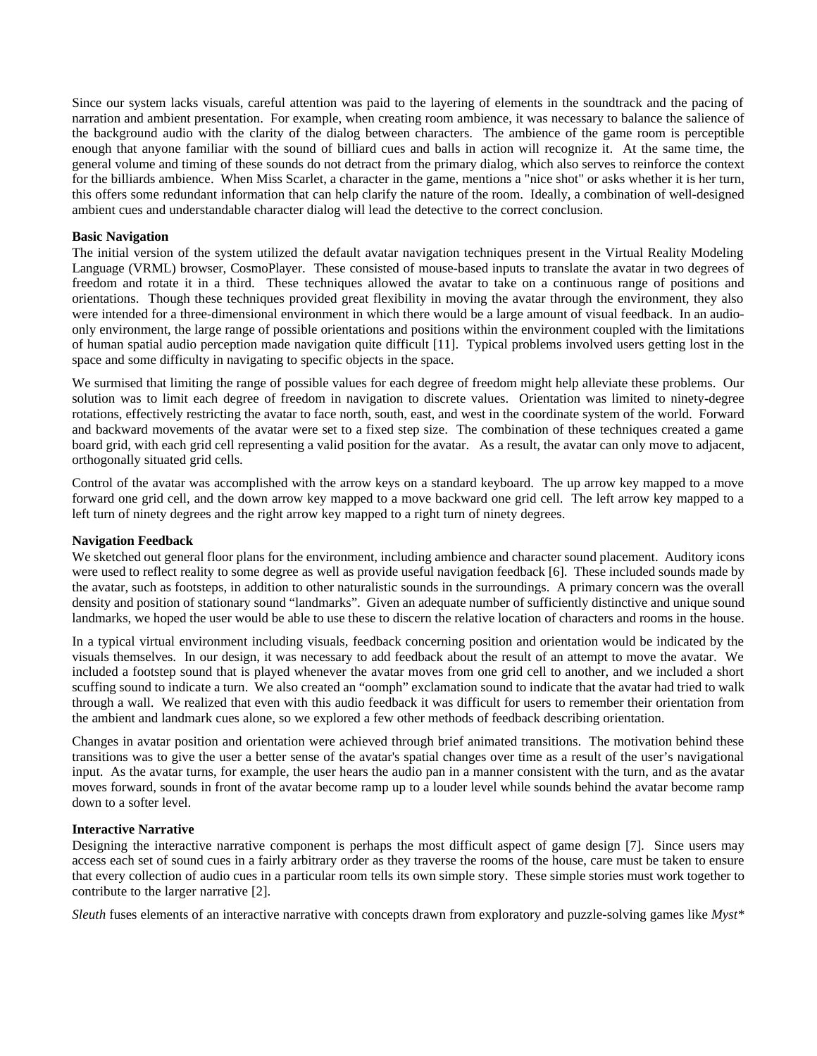Since our system lacks visuals, careful attention was paid to the layering of elements in the soundtrack and the pacing of narration and ambient presentation. For example, when creating room ambience, it was necessary to balance the salience of the background audio with the clarity of the dialog between characters. The ambience of the game room is perceptible enough that anyone familiar with the sound of billiard cues and balls in action will recognize it. At the same time, the general volume and timing of these sounds do not detract from the primary dialog, which also serves to reinforce the context for the billiards ambience. When Miss Scarlet, a character in the game, mentions a "nice shot" or asks whether it is her turn, this offers some redundant information that can help clarify the nature of the room. Ideally, a combination of well-designed ambient cues and understandable character dialog will lead the detective to the correct conclusion.

**Basic Navigation**

The initial version of the system utilized the default avatar navigation techniques present in the Virtual Reality Modeling Language (VRML) browser, CosmoPlayer. These consisted of mouse-based inputs to translate the avatar in two degrees of freedom and rotate it in a third. These techniques allowed the avatar to take on a continuous range of positions and orientations. Though these techniques provided great flexibility in moving the avatar through the environment, they also were intended for a three-dimensional environment in which there would be a large amount of visual feedback. In an audio-only environment, the large range of possible orientations and positions within the environment coupled with the limitations of human spatial audio perception made navigation quite difficult [11]. Typical problems involved users getting lost in the space and some difficulty in navigating to specific objects in the space.

We surmised that limiting the range of possible values for each degree of freedom might help alleviate these problems. Our solution was to limit each degree of freedom in navigation to discrete values. Orientation was limited to ninety-degree rotations, effectively restricting the avatar to face north, south, east, and west in the coordinate system of the world. Forward and backward movements of the avatar were set to a fixed step size. The combination of these techniques created a game board grid, with each grid cell representing a valid position for the avatar. As a result, the avatar can only move to adjacent, orthogonally situated grid cells.

Control of the avatar was accomplished with the arrow keys on a standard keyboard. The up arrow key mapped to a move forward one grid cell, and the down arrow key mapped to a move backward one grid cell. The left arrow key mapped to a left turn of ninety degrees and the right arrow key mapped to a right turn of ninety degrees.

**Navigation Feedback**

We sketched out general floor plans for the environment, including ambience and character sound placement. Auditory icons were used to reflect reality to some degree as well as provide useful navigation feedback [6]. These included sounds made by the avatar, such as footsteps, in addition to other naturalistic sounds in the surroundings. A primary concern was the overall density and position of stationary sound "landmarks". Given an adequate number of sufficiently distinctive and unique sound landmarks, we hoped the user would be able to use these to discern the relative location of characters and rooms in the house.

In a typical virtual environment including visuals, feedback concerning position and orientation would be indicated by the visuals themselves. In our design, it was necessary to add feedback about the result of an attempt to move the avatar. We included a footstep sound that is played whenever the avatar moves from one grid cell to another, and we included a short scuffing sound to indicate a turn. We also created an "oomph" exclamation sound to indicate that the avatar had tried to walk through a wall. We realized that even with this audio feedback it was difficult for users to remember their orientation from the ambient and landmark cues alone, so we explored a few other methods of feedback describing orientation.

Changes in avatar position and orientation were achieved through brief animated transitions. The motivation behind these transitions was to give the user a better sense of the avatar's spatial changes over time as a result of the user's navigational input. As the avatar turns, for example, the user hears the audio pan in a manner consistent with the turn, and as the avatar moves forward, sounds in front of the avatar become ramp up to a louder level while sounds behind the avatar become ramp down to a softer level.

**Interactive Narrative**

Designing the interactive narrative component is perhaps the most difficult aspect of game design [7]. Since users may access each set of sound cues in a fairly arbitrary order as they traverse the rooms of the house, care must be taken to ensure that every collection of audio cues in a particular room tells its own simple story. These simple stories must work together to contribute to the larger narrative [2].

*Sleuth* fuses elements of an interactive narrative with concepts drawn from exploratory and puzzle-solving games like *Myst**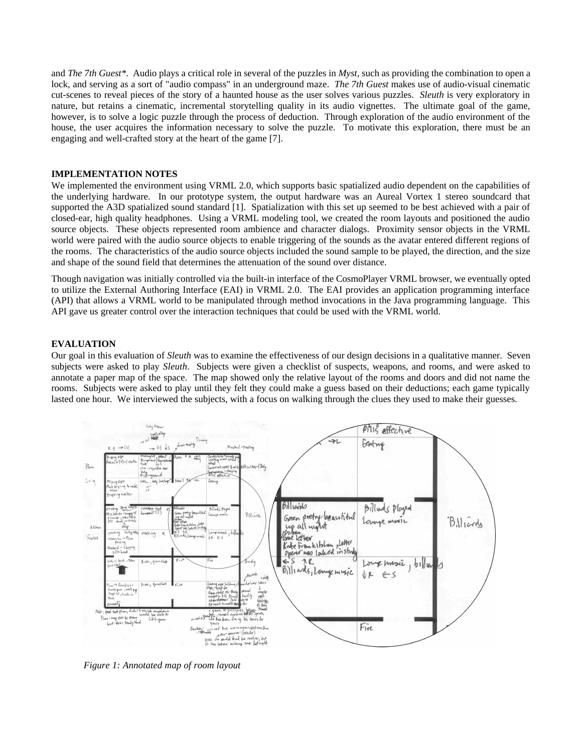and *The 7th Guest*\*. Audio plays a critical role in several of the puzzles in *Myst*, such as providing the combination to open a lock, and serving as a sort of "audio compass" in an underground maze. *The 7th Guest* makes use of audio-visual cinematic cut-scenes to reveal pieces of the story of a haunted house as the user solves various puzzles. *Sleuth* is very exploratory in nature, but retains a cinematic, incremental storytelling quality in its audio vignettes. The ultimate goal of the game, however, is to solve a logic puzzle through the process of deduction. Through exploration of the audio environment of the house, the user acquires the information necessary to solve the puzzle. To motivate this exploration, there must be an engaging and well-crafted story at the heart of the game [7].

## IMPLEMENTATION NOTES

We implemented the environment using VRML 2.0, which supports basic spatialized audio dependent on the capabilities of the underlying hardware. In our prototype system, the output hardware was an Aureal Vortex 1 stereo soundcard that supported the A3D spatialized sound standard [1]. Spatialization with this set up seemed to be best achieved with a pair of closed-ear, high quality headphones. Using a VRML modeling tool, we created the room layouts and positioned the audio source objects. These objects represented room ambience and character dialogs. Proximity sensor objects in the VRML world were paired with the audio source objects to enable triggering of the sounds as the avatar entered different regions of the rooms. The characteristics of the audio source objects included the sound sample to be played, the direction, and the size and shape of the sound field that determines the attenuation of the sound over distance.

Though navigation was initially controlled via the built-in interface of the CosmoPlayer VRML browser, we eventually opted to utilize the External Authoring Interface (EAI) in VRML 2.0. The EAI provides an application programming interface (API) that allows a VRML world to be manipulated through method invocations in the Java programming language. This API gave us greater control over the interaction techniques that could be used with the VRML world.

## EVALUATION

Our goal in this evaluation of *Sleuth* was to examine the effectiveness of our design decisions in a qualitative manner. Seven subjects were asked to play *Sleuth*. Subjects were given a checklist of suspects, weapons, and rooms, and were asked to annotate a paper map of the space. The map showed only the relative layout of the rooms and doors and did not name the rooms. Subjects were asked to play until they felt they could make a guess based on their deductions; each game typically lasted one hour. We interviewed the subjects, with a focus on walking through the clues they used to make their guesses.

*Figure 1: Annotated map of room layout*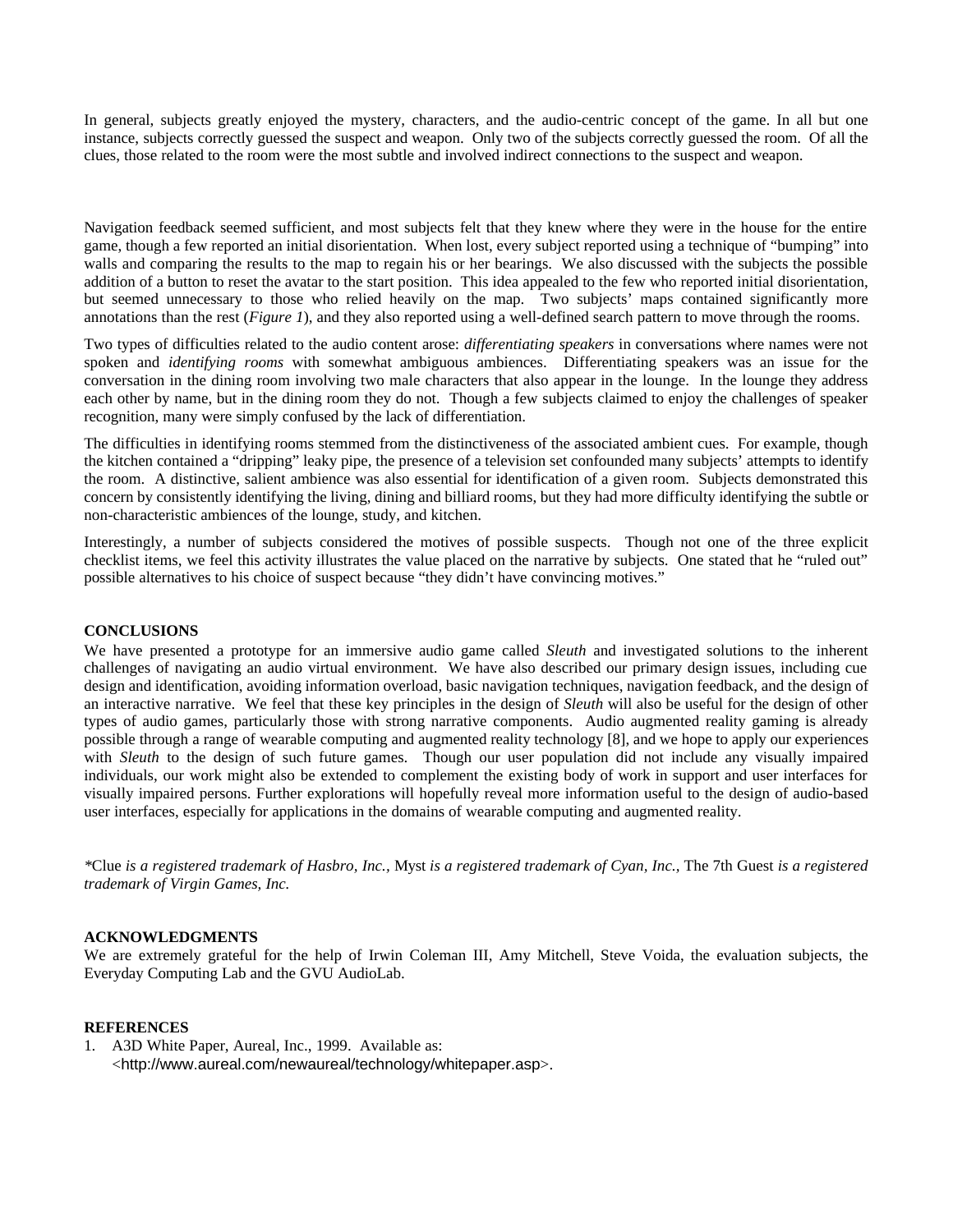In general, subjects greatly enjoyed the mystery, characters, and the audio-centric concept of the game. In all but one instance, subjects correctly guessed the suspect and weapon. Only two of the subjects correctly guessed the room. Of all the clues, those related to the room were the most subtle and involved indirect connections to the suspect and weapon.

Navigation feedback seemed sufficient, and most subjects felt that they knew where they were in the house for the entire game, though a few reported an initial disorientation. When lost, every subject reported using a technique of "bumping" into walls and comparing the results to the map to regain his or her bearings. We also discussed with the subjects the possible addition of a button to reset the avatar to the start position. This idea appealed to the few who reported initial disorientation, but seemed unnecessary to those who relied heavily on the map. Two subjects' maps contained significantly more annotations than the rest (*Figure 1*), and they also reported using a well-defined search pattern to move through the rooms.

Two types of difficulties related to the audio content arose: *differentiating speakers* in conversations where names were not spoken and *identifying rooms* with somewhat ambiguous ambiences. Differentiating speakers was an issue for the conversation in the dining room involving two male characters that also appear in the lounge. In the lounge they address each other by name, but in the dining room they do not. Though a few subjects claimed to enjoy the challenges of speaker recognition, many were simply confused by the lack of differentiation.

The difficulties in identifying rooms stemmed from the distinctiveness of the associated ambient cues. For example, though the kitchen contained a "dripping" leaky pipe, the presence of a television set confounded many subjects' attempts to identify the room. A distinctive, salient ambience was also essential for identification of a given room. Subjects demonstrated this concern by consistently identifying the living, dining and billiard rooms, but they had more difficulty identifying the subtle or non-characteristic ambiences of the lounge, study, and kitchen.

Interestingly, a number of subjects considered the motives of possible suspects. Though not one of the three explicit checklist items, we feel this activity illustrates the value placed on the narrative by subjects. One stated that he "ruled out" possible alternatives to his choice of suspect because "they didn't have convincing motives."

**CONCLUSIONS**

We have presented a prototype for an immersive audio game called *Sleuth* and investigated solutions to the inherent challenges of navigating an audio virtual environment. We have also described our primary design issues, including cue design and identification, avoiding information overload, basic navigation techniques, navigation feedback, and the design of an interactive narrative. We feel that these key principles in the design of *Sleuth* will also be useful for the design of other types of audio games, particularly those with strong narrative components. Audio augmented reality gaming is already possible through a range of wearable computing and augmented reality technology [8], and we hope to apply our experiences with *Sleuth* to the design of such future games. Though our user population did not include any visually impaired individuals, our work might also be extended to complement the existing body of work in support and user interfaces for visually impaired persons. Further explorations will hopefully reveal more information useful to the design of audio-based user interfaces, especially for applications in the domains of wearable computing and augmented reality.

*\*Clue is a registered trademark of Hasbro, Inc., Myst is a registered trademark of Cyan, Inc., The 7th Guest is a registered trademark of Virgin Games, Inc.*

**ACKNOWLEDGMENTS**

We are extremely grateful for the help of Irwin Coleman III, Amy Mitchell, Steve Voida, the evaluation subjects, the Everyday Computing Lab and the GVU AudioLab.

**REFERENCES**

1. A3D White Paper, Aureal, Inc., 1999. Available as: <http://www.aureal.com/newaureal/technology/whitepaper.asp>.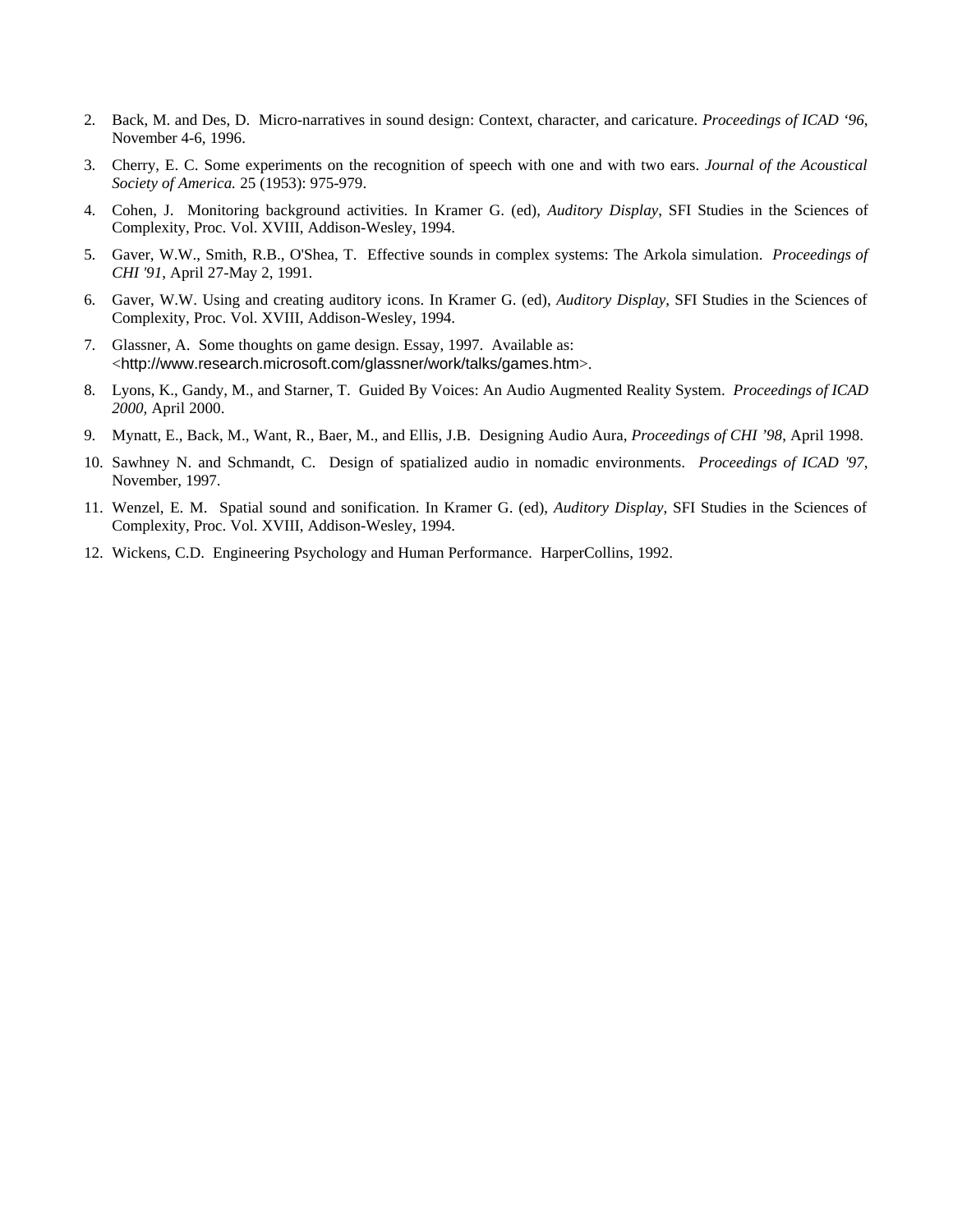2. Back, M. and Des, D. Micro-narratives in sound design: Context, character, and caricature. *Proceedings of ICAD '96*, November 4-6, 1996.
3. Cherry, E. C. Some experiments on the recognition of speech with one and with two ears. *Journal of the Acoustical Society of America.* 25 (1953): 975-979.
4. Cohen, J. Monitoring background activities. In Kramer G. (ed), *Auditory Display*, SFI Studies in the Sciences of Complexity, Proc. Vol. XVIII, Addison-Wesley, 1994.
5. Gaver, W.W., Smith, R.B., O'Shea, T. Effective sounds in complex systems: The Arkola simulation. *Proceedings of CHI '91*, April 27-May 2, 1991.
6. Gaver, W.W. Using and creating auditory icons. In Kramer G. (ed), *Auditory Display*, SFI Studies in the Sciences of Complexity, Proc. Vol. XVIII, Addison-Wesley, 1994.
7. Glassner, A. Some thoughts on game design. Essay, 1997. Available as: <http://www.research.microsoft.com/glassner/work/talks/games.htm>.
8. Lyons, K., Gandy, M., and Starner, T. Guided By Voices: An Audio Augmented Reality System. *Proceedings of ICAD 2000*, April 2000.
9. Mynatt, E., Back, M., Want, R., Baer, M., and Ellis, J.B. Designing Audio Aura, *Proceedings of CHI '98*, April 1998.
10. Sawhney N. and Schmandt, C. Design of spatialized audio in nomadic environments. *Proceedings of ICAD '97*, November, 1997.
11. Wenzel, E. M. Spatial sound and sonification. In Kramer G. (ed), *Auditory Display*, SFI Studies in the Sciences of Complexity, Proc. Vol. XVIII, Addison-Wesley, 1994.
12. Wickens, C.D. Engineering Psychology and Human Performance. HarperCollins, 1992.